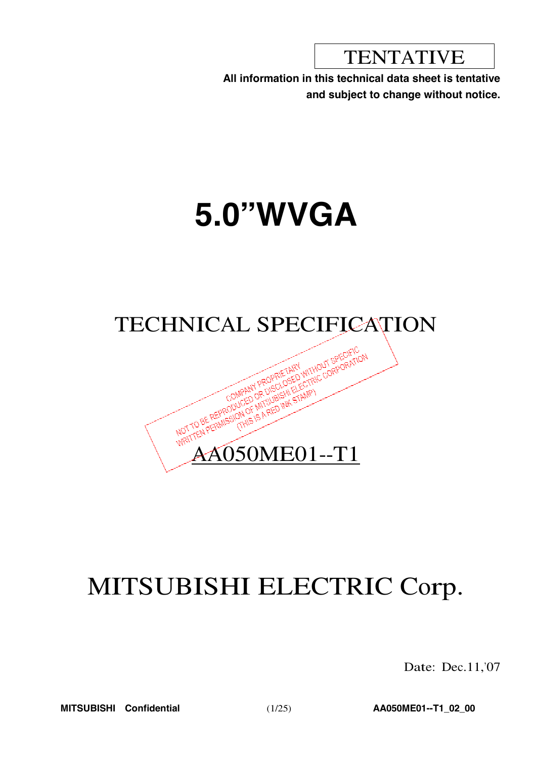TENTATIVE

**All information in this technical data sheet is tentative and subject to change without notice.**

# 5.0"WVGA

## TECHNICAL SPECIFICATION

COMPANY PROPRIETARY
NOT TO BE REPRODUCED OR DISCLOSED WITHOUT SPECIFIC WRITTEN PERMISSION OF MITSUBISHI ELECTRIC CORPORATION
(THIS IS A RED INK STAMP)

## AA050ME01--T1

# MITSUBISHI ELECTRIC Corp.

Date: Dec.11,'07

**MITSUBISHI Confidential** **AA050ME01--T1_02_00**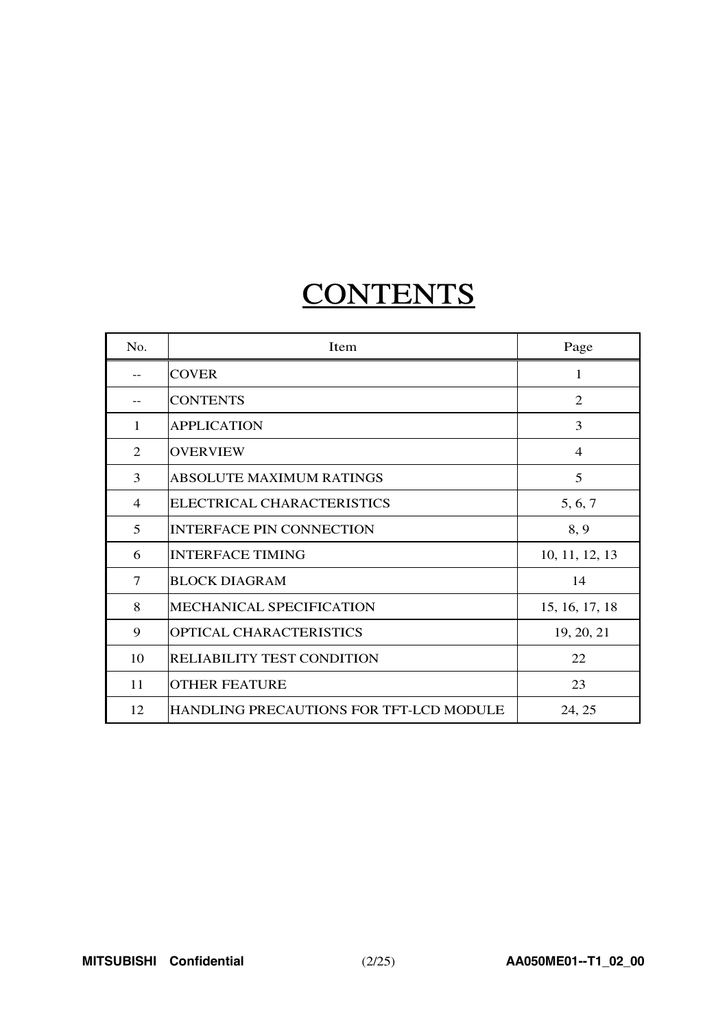# CONTENTS

| No. | Item | Page |
|---|---|---|
| -- | COVER | 1 |
| -- | CONTENTS | 2 |
| 1 | APPLICATION | 3 |
| 2 | OVERVIEW | 4 |
| 3 | ABSOLUTE MAXIMUM RATINGS | 5 |
| 4 | ELECTRICAL CHARACTERISTICS | 5, 6, 7 |
| 5 | INTERFACE PIN CONNECTION | 8, 9 |
| 6 | INTERFACE TIMING | 10, 11, 12, 13 |
| 7 | BLOCK DIAGRAM | 14 |
| 8 | MECHANICAL SPECIFICATION | 15, 16, 17, 18 |
| 9 | OPTICAL CHARACTERISTICS | 19, 20, 21 |
| 10 | RELIABILITY TEST CONDITION | 22 |
| 11 | OTHER FEATURE | 23 |
| 12 | HANDLING PRECAUTIONS FOR TFT-LCD MODULE | 24, 25 |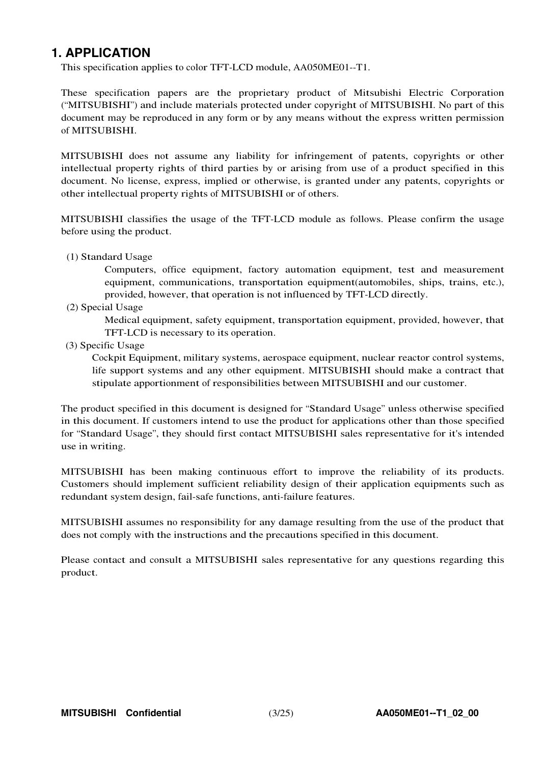# 1. APPLICATION

This specification applies to color TFT-LCD module, AA050ME01--T1.

These specification papers are the proprietary product of Mitsubishi Electric Corporation ("MITSUBISHI") and include materials protected under copyright of MITSUBISHI. No part of this document may be reproduced in any form or by any means without the express written permission of MITSUBISHI.

MITSUBISHI does not assume any liability for infringement of patents, copyrights or other intellectual property rights of third parties by or arising from use of a product specified in this document. No license, express, implied or otherwise, is granted under any patents, copyrights or other intellectual property rights of MITSUBISHI or of others.

MITSUBISHI classifies the usage of the TFT-LCD module as follows. Please confirm the usage before using the product.

(1) Standard Usage

Computers, office equipment, factory automation equipment, test and measurement equipment, communications, transportation equipment(automobiles, ships, trains, etc.), provided, however, that operation is not influenced by TFT-LCD directly.

(2) Special Usage

Medical equipment, safety equipment, transportation equipment, provided, however, that TFT-LCD is necessary to its operation.

(3) Specific Usage

Cockpit Equipment, military systems, aerospace equipment, nuclear reactor control systems, life support systems and any other equipment. MITSUBISHI should make a contract that stipulate apportionment of responsibilities between MITSUBISHI and our customer.

The product specified in this document is designed for "Standard Usage" unless otherwise specified in this document. If customers intend to use the product for applications other than those specified for "Standard Usage", they should first contact MITSUBISHI sales representative for it's intended use in writing.

MITSUBISHI has been making continuous effort to improve the reliability of its products. Customers should implement sufficient reliability design of their application equipments such as redundant system design, fail-safe functions, anti-failure features.

MITSUBISHI assumes no responsibility for any damage resulting from the use of the product that does not comply with the instructions and the precautions specified in this document.

Please contact and consult a MITSUBISHI sales representative for any questions regarding this product.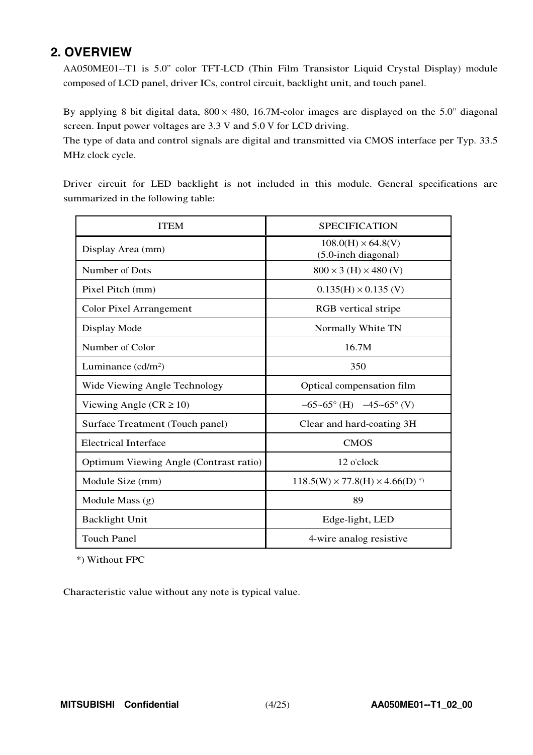## 2. OVERVIEW

AA050ME01--T1 is 5.0" color TFT-LCD (Thin Film Transistor Liquid Crystal Display) module composed of LCD panel, driver ICs, control circuit, backlight unit, and touch panel.

By applying 8 bit digital data, $800 \times 480$, 16.7M-color images are displayed on the 5.0" diagonal screen. Input power voltages are 3.3 V and 5.0 V for LCD driving.
The type of data and control signals are digital and transmitted via CMOS interface per Typ. 33.5 MHz clock cycle.

Driver circuit for LED backlight is not included in this module. General specifications are summarized in the following table:

| ITEM | SPECIFICATION |
|---|---|
| Display Area (mm) | $108.0(H) \times 64.8(V)$ (5.0-inch diagonal) |
| Number of Dots | $800 \times 3$ (H) $\times 480$ (V) |
| Pixel Pitch (mm) | $0.135(H) \times 0.135$ (V) |
| Color Pixel Arrangement | RGB vertical stripe |
| Display Mode | Normally White TN |
| Number of Color | 16.7M |
| Luminance (cd/m$^2$) | 350 |
| Wide Viewing Angle Technology | Optical compensation film |
| Viewing Angle (CR $\geq$ 10) | –65~65° (H) –45~65° (V) |
| Surface Treatment (Touch panel) | Clear and hard-coating 3H |
| Electrical Interface | CMOS |
| Optimum Viewing Angle (Contrast ratio) | 12 o'clock |
| Module Size (mm) | $118.5(W) \times 77.8(H) \times 4.66(D)$ *) |
| Module Mass (g) | 89 |
| Backlight Unit | Edge-light, LED |
| Touch Panel | 4-wire analog resistive |

*) Without FPC

Characteristic value without any note is typical value.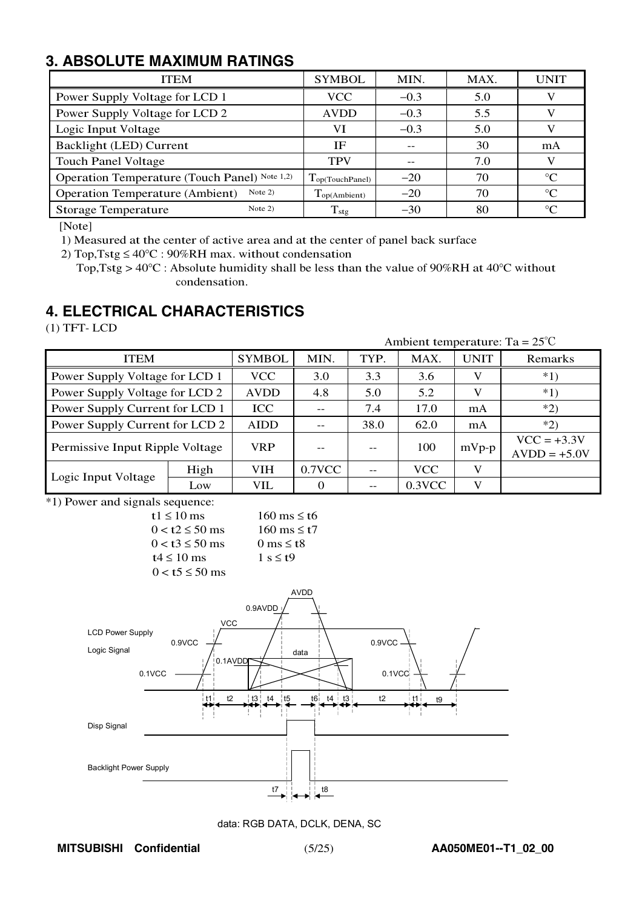## 3. ABSOLUTE MAXIMUM RATINGS

| ITEM | SYMBOL | MIN. | MAX. | UNIT |
|---|---|---|---|---|
| Power Supply Voltage for LCD 1 | VCC | –0.3 | 5.0 | V |
| Power Supply Voltage for LCD 2 | AVDD | –0.3 | 5.5 | V |
| Logic Input Voltage | VI | –0.3 | 5.0 | V |
| Backlight (LED) Current | IF | -- | 30 | mA |
| Touch Panel Voltage | TPV | -- | 7.0 | V |
| Operation Temperature (Touch Panel) Note 1,2) | $T_{op(TouchPanel)}$ | –20 | 70 | °C |
| Operation Temperature (Ambient) Note 2) | $T_{op(Ambient)}$ | –20 | 70 | °C |
| Storage Temperature Note 2) | $T_{stg}$ | –30 | 80 | °C |

[Note]

1) Measured at the center of active area and at the center of panel back surface

2) Top,Tstg ≤ 40°C : 90%RH max. without condensation
   Top,Tstg > 40°C : Absolute humidity shall be less than the value of 90%RH at 40°C without condensation.

## 4. ELECTRICAL CHARACTERISTICS

(1) TFT- LCD

Ambient temperature: Ta = 25°C

| ITEM | | SYMBOL | MIN. | TYP. | MAX. | UNIT | Remarks |
|---|---|---|---|---|---|---|---|
| Power Supply Voltage for LCD 1 | | VCC | 3.0 | 3.3 | 3.6 | V | *1) |
| Power Supply Voltage for LCD 2 | | AVDD | 4.8 | 5.0 | 5.2 | V | *1) |
| Power Supply Current for LCD 1 | | ICC | -- | 7.4 | 17.0 | mA | *2) |
| Power Supply Current for LCD 2 | | AIDD | -- | 38.0 | 62.0 | mA | *2) |
| Permissive Input Ripple Voltage | | VRP | -- | -- | 100 | mVp-p | VCC = +3.3V AVDD = +5.0V |
| Logic Input Voltage | High | VIH | 0.7VCC | -- | VCC | V | |
| | Low | VIL | 0 | -- | 0.3VCC | V | |

*1) Power and signals sequence:

| | |
|---|---|
| t1 ≤ 10 ms | 160 ms ≤ t6 |
| 0 < t2 ≤ 50 ms | 160 ms ≤ t7 |
| 0 < t3 ≤ 50 ms | 0 ms ≤ t8 |
| t4 ≤ 10 ms | 1 s ≤ t9 |
| 0 < t5 ≤ 50 ms | |

data: RGB DATA, DCLK, DENA, SC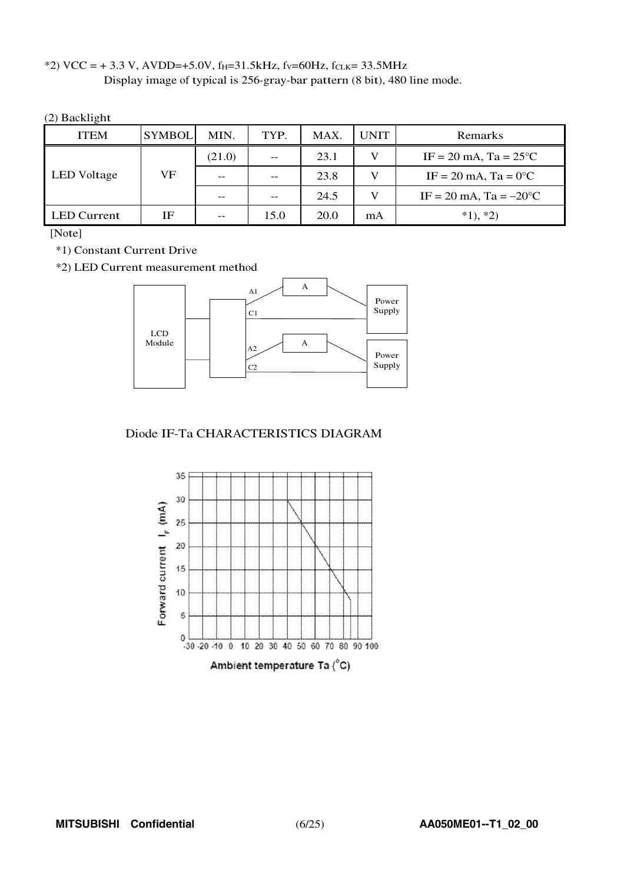*2) VCC = + 3.3 V, AVDD=+5.0V, $f_H$=31.5kHz, $f_V$=60Hz, $f_{CLK}$= 33.5MHz
Display image of typical is 256-gray-bar pattern (8 bit), 480 line mode.

(2) Backlight

| ITEM | SYMBOL | MIN. | TYP. | MAX. | UNIT | Remarks |
|---|---|---|---|---|---|---|
| LED Voltage | VF | (21.0) | -- | 23.1 | V | IF = 20 mA, Ta = 25°C |
| | | -- | -- | 23.8 | V | IF = 20 mA, Ta = 0°C |
| | | -- | -- | 24.5 | V | IF = 20 mA, Ta = −20°C |
| LED Current | IF | -- | 15.0 | 20.0 | mA | *1), *2) |

[Note]

*1) Constant Current Drive

*2) LED Current measurement method

Diode IF-Ta CHARACTERISTICS DIAGRAM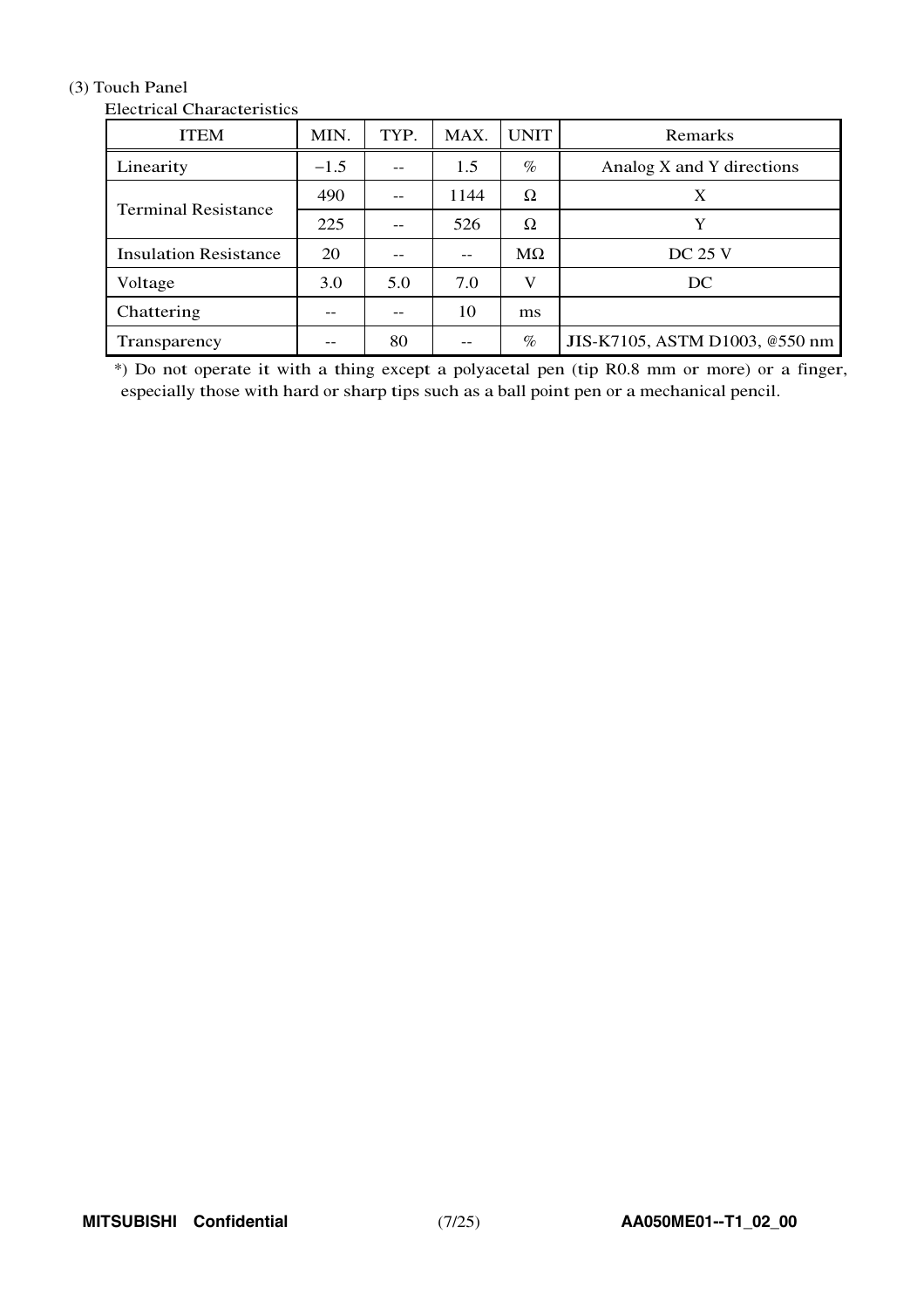(3) Touch Panel

Electrical Characteristics

| ITEM | MIN. | TYP. | MAX. | UNIT | Remarks |
|---|---|---|---|---|---|
| Linearity | −1.5 | -- | 1.5 | % | Analog X and Y directions |
| Terminal Resistance | 490 | -- | 1144 | Ω | X |
| | 225 | -- | 526 | Ω | Y |
| Insulation Resistance | 20 | -- | -- | MΩ | DC 25 V |
| Voltage | 3.0 | 5.0 | 7.0 | V | DC |
| Chattering | -- | -- | 10 | ms | |
| Transparency | -- | 80 | -- | % | JIS-K7105, ASTM D1003, @550 nm |

*) Do not operate it with a thing except a polyacetal pen (tip R0.8 mm or more) or a finger, especially those with hard or sharp tips such as a ball point pen or a mechanical pencil.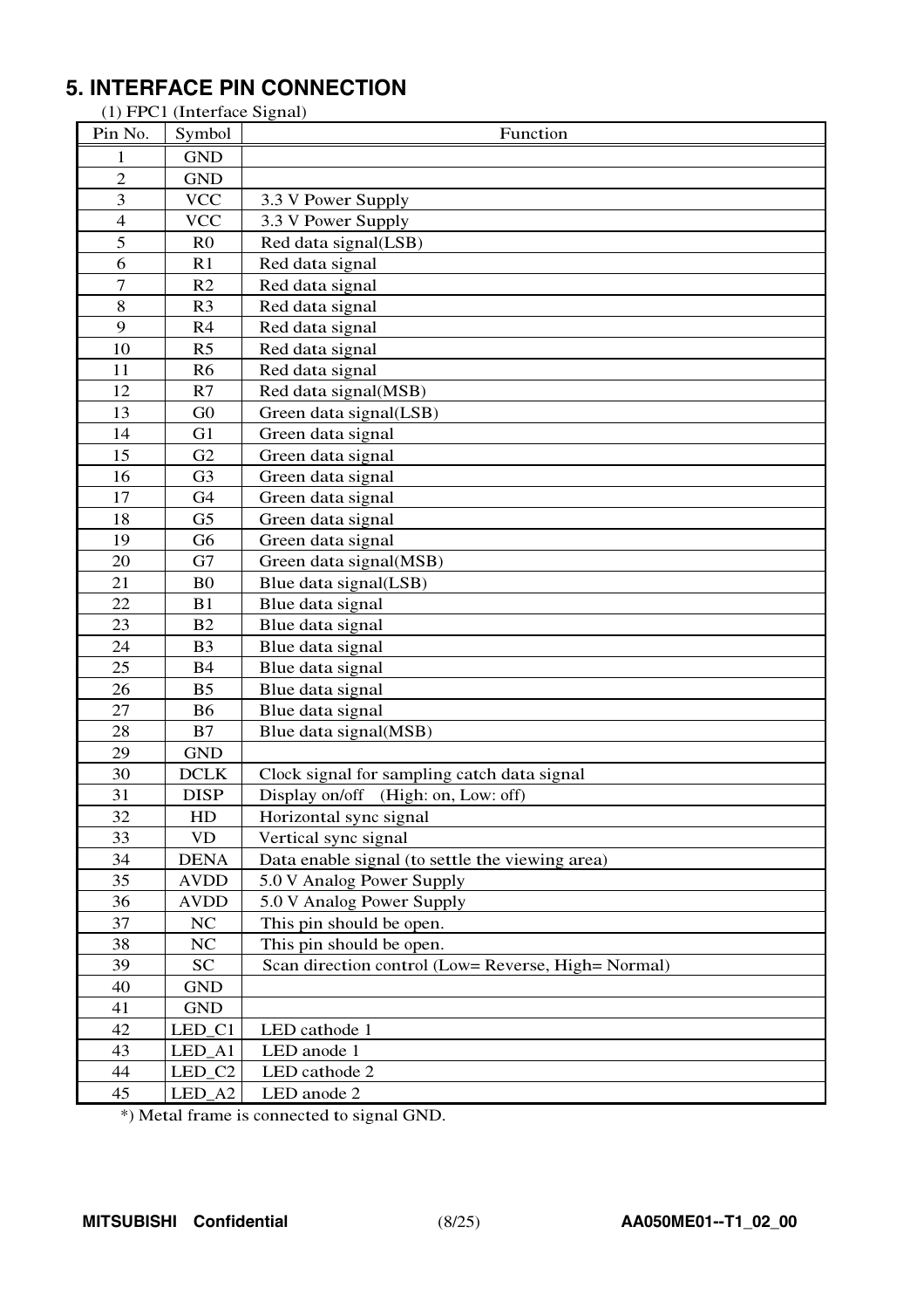## 5. INTERFACE PIN CONNECTION

(1) FPC1 (Interface Signal)

| Pin No. | Symbol | Function |
|---|---|---|
| 1 | GND | |
| 2 | GND | |
| 3 | VCC | 3.3 V Power Supply |
| 4 | VCC | 3.3 V Power Supply |
| 5 | R0 | Red data signal(LSB) |
| 6 | R1 | Red data signal |
| 7 | R2 | Red data signal |
| 8 | R3 | Red data signal |
| 9 | R4 | Red data signal |
| 10 | R5 | Red data signal |
| 11 | R6 | Red data signal |
| 12 | R7 | Red data signal(MSB) |
| 13 | G0 | Green data signal(LSB) |
| 14 | G1 | Green data signal |
| 15 | G2 | Green data signal |
| 16 | G3 | Green data signal |
| 17 | G4 | Green data signal |
| 18 | G5 | Green data signal |
| 19 | G6 | Green data signal |
| 20 | G7 | Green data signal(MSB) |
| 21 | B0 | Blue data signal(LSB) |
| 22 | B1 | Blue data signal |
| 23 | B2 | Blue data signal |
| 24 | B3 | Blue data signal |
| 25 | B4 | Blue data signal |
| 26 | B5 | Blue data signal |
| 27 | B6 | Blue data signal |
| 28 | B7 | Blue data signal(MSB) |
| 29 | GND | |
| 30 | DCLK | Clock signal for sampling catch data signal |
| 31 | DISP | Display on/off (High: on, Low: off) |
| 32 | HD | Horizontal sync signal |
| 33 | VD | Vertical sync signal |
| 34 | DENA | Data enable signal (to settle the viewing area) |
| 35 | AVDD | 5.0 V Analog Power Supply |
| 36 | AVDD | 5.0 V Analog Power Supply |
| 37 | NC | This pin should be open. |
| 38 | NC | This pin should be open. |
| 39 | SC | Scan direction control (Low= Reverse, High= Normal) |
| 40 | GND | |
| 41 | GND | |
| 42 | LED_C1 | LED cathode 1 |
| 43 | LED_A1 | LED anode 1 |
| 44 | LED_C2 | LED cathode 2 |
| 45 | LED_A2 | LED anode 2 |

*) Metal frame is connected to signal GND.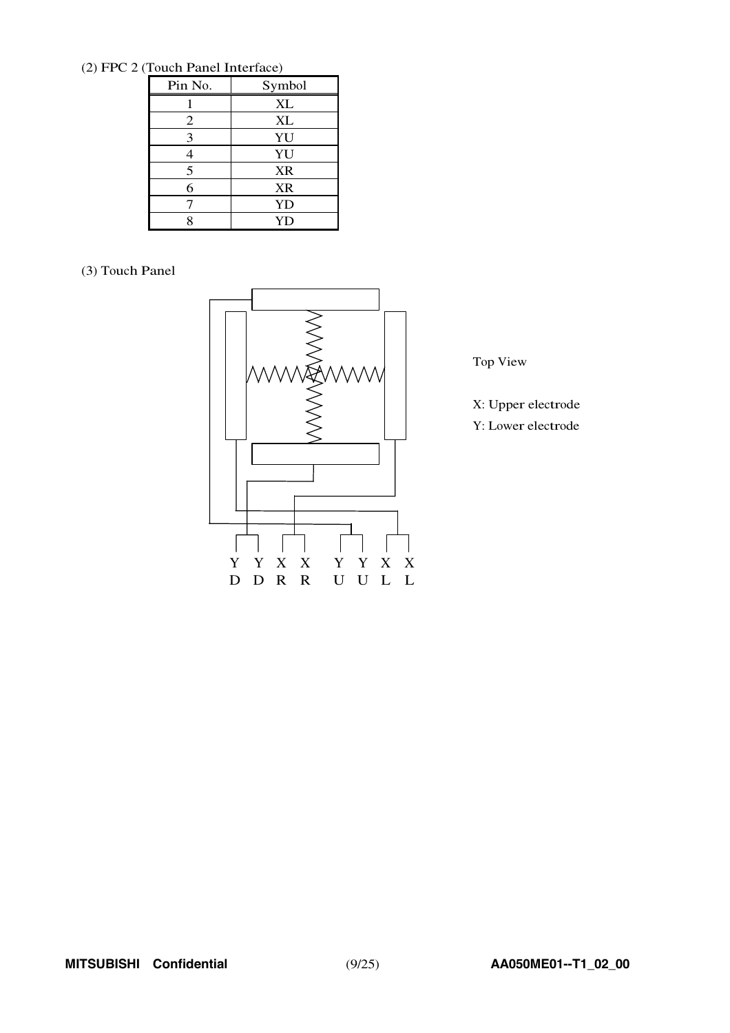(2) FPC 2 (Touch Panel Interface)

| Pin No. | Symbol |
|---|---|
| 1 | XL |
| 2 | XL |
| 3 | YU |
| 4 | YU |
| 5 | XR |
| 6 | XR |
| 7 | YD |
| 8 | YD |

(3) Touch Panel

Y Y X X Y Y X X
D D R R U U L L

Top View

X: Upper electrode

Y: Lower electrode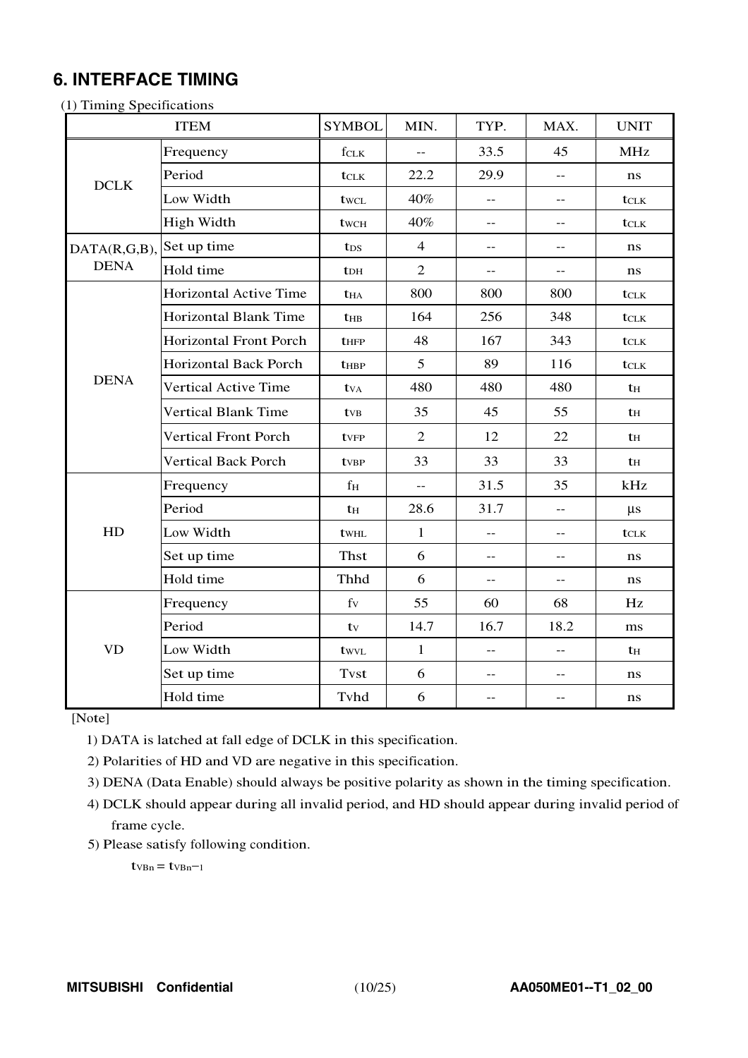## 6. INTERFACE TIMING

(1) Timing Specifications

| ITEM | | SYMBOL | MIN. | TYP. | MAX. | UNIT |
|---|---|---|---|---|---|---|
| DCLK | Frequency | $f_{CLK}$ | -- | 33.5 | 45 | MHz |
| | Period | $t_{CLK}$ | 22.2 | 29.9 | -- | ns |
| | Low Width | $t_{WCL}$ | 40% | -- | -- | $t_{CLK}$ |
| | High Width | $t_{WCH}$ | 40% | -- | -- | $t_{CLK}$ |
| DATA(R,G,B), DENA | Set up time | $t_{DS}$ | 4 | -- | -- | ns |
| | Hold time | $t_{DH}$ | 2 | -- | -- | ns |
| DENA | Horizontal Active Time | $t_{HA}$ | 800 | 800 | 800 | $t_{CLK}$ |
| | Horizontal Blank Time | $t_{HB}$ | 164 | 256 | 348 | $t_{CLK}$ |
| | Horizontal Front Porch | $t_{HFP}$ | 48 | 167 | 343 | $t_{CLK}$ |
| | Horizontal Back Porch | $t_{HBP}$ | 5 | 89 | 116 | $t_{CLK}$ |
| | Vertical Active Time | $t_{VA}$ | 480 | 480 | 480 | $t_H$ |
| | Vertical Blank Time | $t_{VB}$ | 35 | 45 | 55 | $t_H$ |
| | Vertical Front Porch | $t_{VFP}$ | 2 | 12 | 22 | $t_H$ |
| | Vertical Back Porch | $t_{VBP}$ | 33 | 33 | 33 | $t_H$ |
| HD | Frequency | $f_H$ | -- | 31.5 | 35 | kHz |
| | Period | $t_H$ | 28.6 | 31.7 | -- | μs |
| | Low Width | $t_{WHL}$ | 1 | -- | -- | $t_{CLK}$ |
| | Set up time | Thst | 6 | -- | -- | ns |
| | Hold time | Thhd | 6 | -- | -- | ns |
| VD | Frequency | $f_V$ | 55 | 60 | 68 | Hz |
| | Period | $t_V$ | 14.7 | 16.7 | 18.2 | ms |
| | Low Width | $t_{WVL}$ | 1 | -- | -- | $t_H$ |
| | Set up time | Tvst | 6 | -- | -- | ns |
| | Hold time | Tvhd | 6 | -- | -- | ns |

[Note]

1) DATA is latched at fall edge of DCLK in this specification.

2) Polarities of HD and VD are negative in this specification.

3) DENA (Data Enable) should always be positive polarity as shown in the timing specification.

4) DCLK should appear during all invalid period, and HD should appear during invalid period of frame cycle.

5) Please satisfy following condition.

$t_{VBn} = t_{VBn-1}$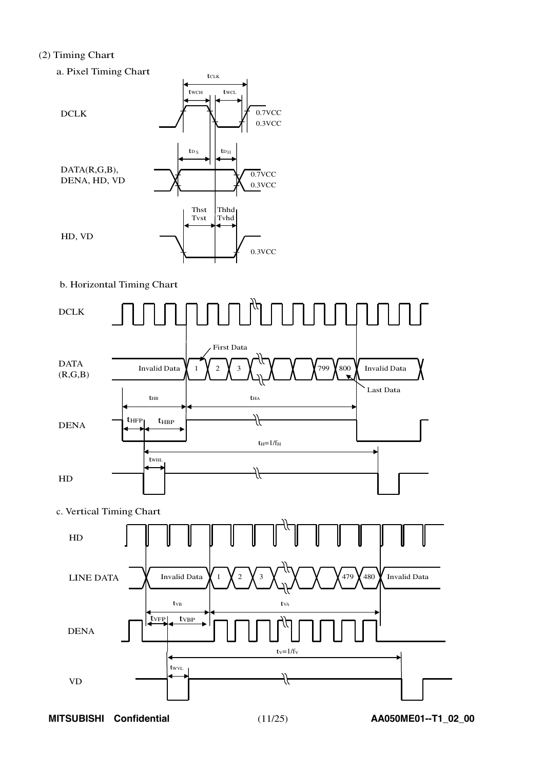(2) Timing Chart

a. Pixel Timing Chart

$t_{CLK}$

$t_{WCH}$ $t_{WCL}$

DCLK

0.7VCC

0.3VCC

$t_{DS}$ $t_{DH}$

DATA(R,G,B), DENA, HD, VD

0.7VCC

0.3VCC

Thst Tvst

Thhd Tvhd

HD, VD

0.3VCC

b. Horizontal Timing Chart

DCLK

First Data

DATA (R,G,B)

Invalid Data 1 2 3 799 800 Invalid Data

Last Data

$t_{HB}$ $t_{HA}$

DENA

$t_{HFP}$ $t_{HBP}$

$t_H=1/f_H$

$t_{WHL}$

HD

c. Vertical Timing Chart

HD

LINE DATA

Invalid Data 1 2 3 479 480 Invalid Data

$t_{VB}$ $t_{VA}$

$t_{VFP}$ $t_{VBP}$

DENA

$t_V=1/f_V$

$t_{WVL}$

VD

MITSUBISHI Confidential AA050ME01--T1_02_00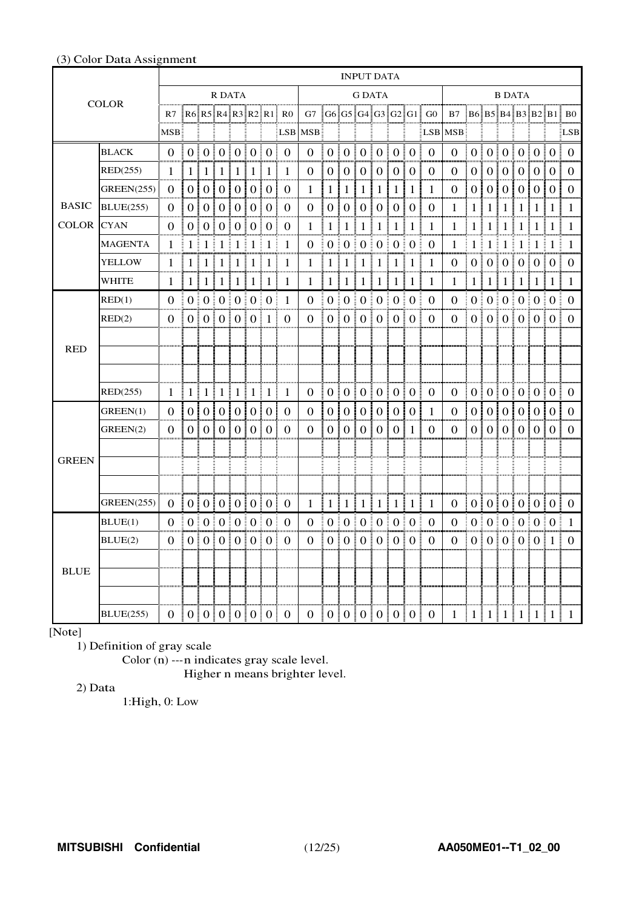(3) Color Data Assignment

| COLOR | | INPUT DATA | | | | | | | | | | | | | | | | | | | | | | | |
|---|---|---|---|---|---|---|---|---|---|---|---|---|---|---|---|---|---|---|---|---|---|---|---|---|---|
| | | R DATA | | | | | | | | G DATA | | | | | | | | B DATA | | | | | | | |
| | | R7 | R6 | R5 | R4 | R3 | R2 | R1 | R0 | G7 | G6 | G5 | G4 | G3 | G2 | G1 | G0 | B7 | B6 | B5 | B4 | B3 | B2 | B1 | B0 |
| | | MSB | | | | | | | LSB | MSB | | | | | | | LSB | MSB | | | | | | | LSB |
| BASIC COLOR | BLACK | 0 | 0 | 0 | 0 | 0 | 0 | 0 | 0 | 0 | 0 | 0 | 0 | 0 | 0 | 0 | 0 | 0 | 0 | 0 | 0 | 0 | 0 | 0 | 0 |
| | RED(255) | 1 | 1 | 1 | 1 | 1 | 1 | 1 | 1 | 0 | 0 | 0 | 0 | 0 | 0 | 0 | 0 | 0 | 0 | 0 | 0 | 0 | 0 | 0 | 0 |
| | GREEN(255) | 0 | 0 | 0 | 0 | 0 | 0 | 0 | 0 | 1 | 1 | 1 | 1 | 1 | 1 | 1 | 1 | 0 | 0 | 0 | 0 | 0 | 0 | 0 | 0 |
| | BLUE(255) | 0 | 0 | 0 | 0 | 0 | 0 | 0 | 0 | 0 | 0 | 0 | 0 | 0 | 0 | 0 | 0 | 1 | 1 | 1 | 1 | 1 | 1 | 1 | 1 |
| | CYAN | 0 | 0 | 0 | 0 | 0 | 0 | 0 | 0 | 1 | 1 | 1 | 1 | 1 | 1 | 1 | 1 | 1 | 1 | 1 | 1 | 1 | 1 | 1 | 1 |
| | MAGENTA | 1 | 1 | 1 | 1 | 1 | 1 | 1 | 1 | 0 | 0 | 0 | 0 | 0 | 0 | 0 | 0 | 1 | 1 | 1 | 1 | 1 | 1 | 1 | 1 |
| | YELLOW | 1 | 1 | 1 | 1 | 1 | 1 | 1 | 1 | 1 | 1 | 1 | 1 | 1 | 1 | 1 | 1 | 0 | 0 | 0 | 0 | 0 | 0 | 0 | 0 |
| | WHITE | 1 | 1 | 1 | 1 | 1 | 1 | 1 | 1 | 1 | 1 | 1 | 1 | 1 | 1 | 1 | 1 | 1 | 1 | 1 | 1 | 1 | 1 | 1 | 1 |
| RED | RED(1) | 0 | 0 | 0 | 0 | 0 | 0 | 0 | 1 | 0 | 0 | 0 | 0 | 0 | 0 | 0 | 0 | 0 | 0 | 0 | 0 | 0 | 0 | 0 | 0 |
| | RED(2) | 0 | 0 | 0 | 0 | 0 | 0 | 1 | 0 | 0 | 0 | 0 | 0 | 0 | 0 | 0 | 0 | 0 | 0 | 0 | 0 | 0 | 0 | 0 | 0 |
| | | | | | | | | | | | | | | | | | | | | | | | | | |
| | | | | | | | | | | | | | | | | | | | | | | | | | |
| | | | | | | | | | | | | | | | | | | | | | | | | | |
| | RED(255) | 1 | 1 | 1 | 1 | 1 | 1 | 1 | 1 | 0 | 0 | 0 | 0 | 0 | 0 | 0 | 0 | 0 | 0 | 0 | 0 | 0 | 0 | 0 | 0 |
| GREEN | GREEN(1) | 0 | 0 | 0 | 0 | 0 | 0 | 0 | 0 | 0 | 0 | 0 | 0 | 0 | 0 | 0 | 1 | 0 | 0 | 0 | 0 | 0 | 0 | 0 | 0 |
| | GREEN(2) | 0 | 0 | 0 | 0 | 0 | 0 | 0 | 0 | 0 | 0 | 0 | 0 | 0 | 0 | 1 | 0 | 0 | 0 | 0 | 0 | 0 | 0 | 0 | 0 |
| | | | | | | | | | | | | | | | | | | | | | | | | | |
| | | | | | | | | | | | | | | | | | | | | | | | | | |
| | | | | | | | | | | | | | | | | | | | | | | | | | |
| | GREEN(255) | 0 | 0 | 0 | 0 | 0 | 0 | 0 | 0 | 1 | 1 | 1 | 1 | 1 | 1 | 1 | 1 | 0 | 0 | 0 | 0 | 0 | 0 | 0 | 0 |
| BLUE | BLUE(1) | 0 | 0 | 0 | 0 | 0 | 0 | 0 | 0 | 0 | 0 | 0 | 0 | 0 | 0 | 0 | 0 | 0 | 0 | 0 | 0 | 0 | 0 | 0 | 1 |
| | BLUE(2) | 0 | 0 | 0 | 0 | 0 | 0 | 0 | 0 | 0 | 0 | 0 | 0 | 0 | 0 | 0 | 0 | 0 | 0 | 0 | 0 | 0 | 0 | 1 | 0 |
| | | | | | | | | | | | | | | | | | | | | | | | | | |
| | | | | | | | | | | | | | | | | | | | | | | | | | |
| | | | | | | | | | | | | | | | | | | | | | | | | | |
| | BLUE(255) | 0 | 0 | 0 | 0 | 0 | 0 | 0 | 0 | 0 | 0 | 0 | 0 | 0 | 0 | 0 | 0 | 1 | 1 | 1 | 1 | 1 | 1 | 1 | 1 |

[Note]

1) Definition of gray scale

Color (n) ---n indicates gray scale level.
Higher n means brighter level.

2) Data

1:High, 0: Low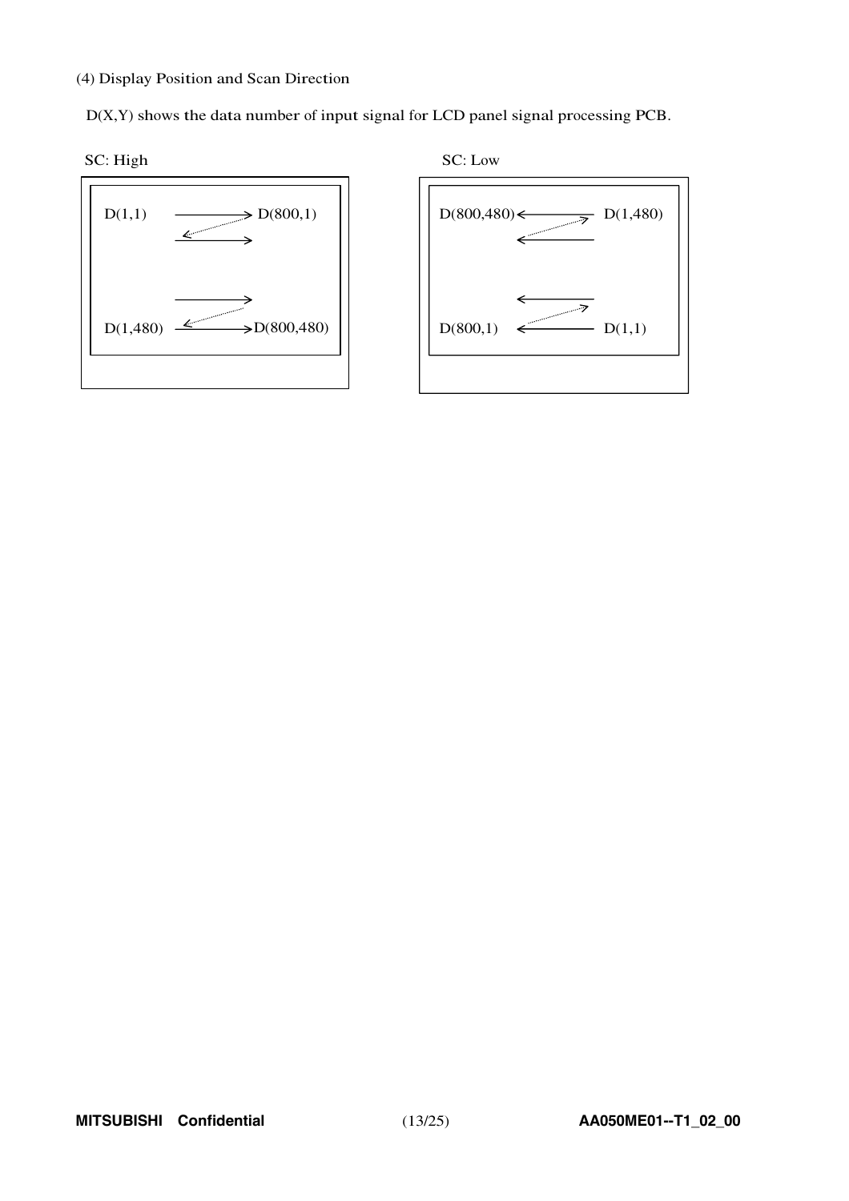(4) Display Position and Scan Direction

D(X,Y) shows the data number of input signal for LCD panel signal processing PCB.

SC: High

D(1,1) → D(800,1)

D(1,480) → D(800,480)

SC: Low

D(800,480) ← D(1,480)

D(800,1) ← D(1,1)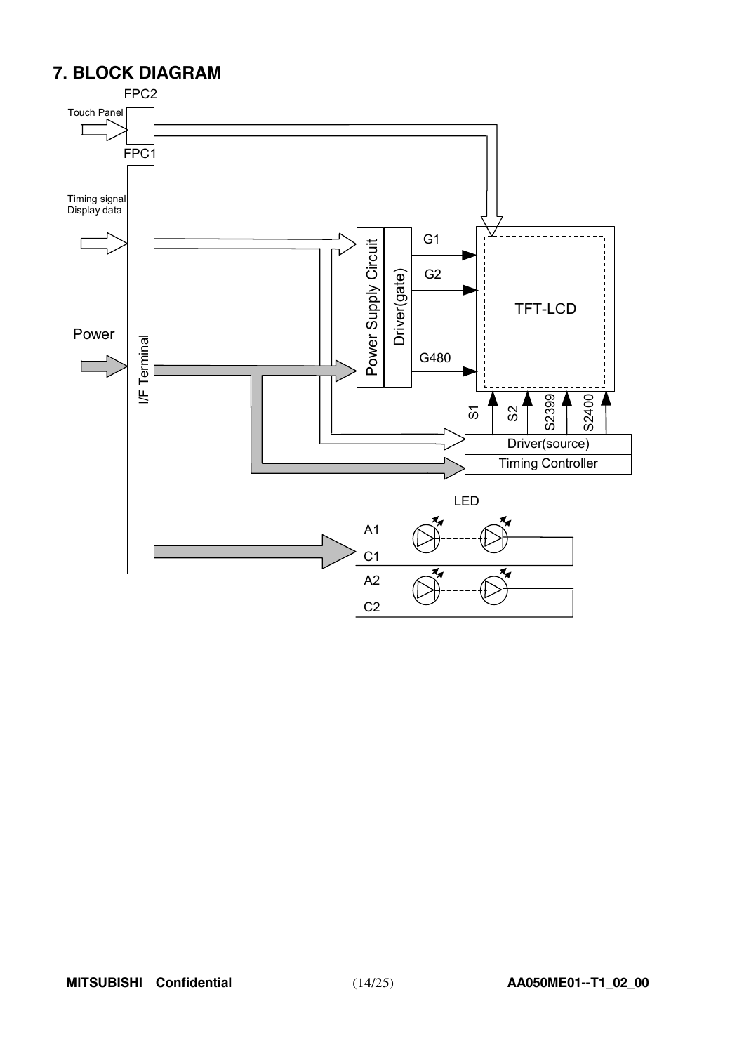# 7. BLOCK DIAGRAM

FPC2

Touch Panel

FPC1

Timing signal
Display data

Power

I/F Terminal

Power Supply Circuit

Driver(gate)

G1

G2

G480

TFT-LCD

S1

S2

S2399

S2400

Driver(source)

Timing Controller

LED

A1

C1

A2

C2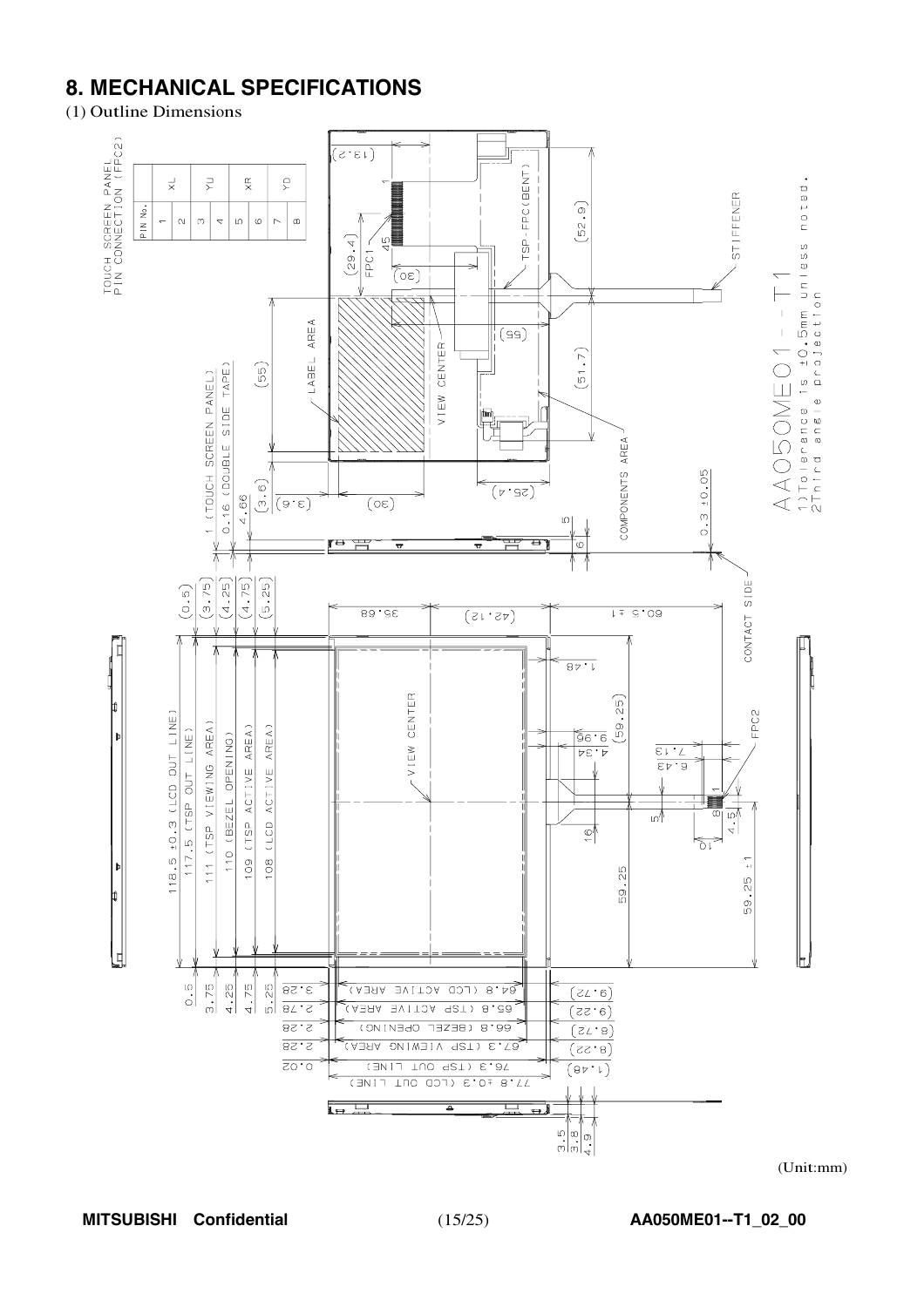# 8. MECHANICAL SPECIFICATIONS

(1) Outline Dimensions

TOUCH SCREEN PANEL PIN CONNECTION (FPC2)

| PIN No. | |
|---|---|
| 1 | XL |
| 2 | |
| 3 | YU |
| 4 | |
| 5 | XR |
| 6 | |
| 7 | YD |
| 8 | |

AA050ME01--T1

1)Tolerance is ±0.5mm unless noted.
2Third angle projection

(Unit:mm)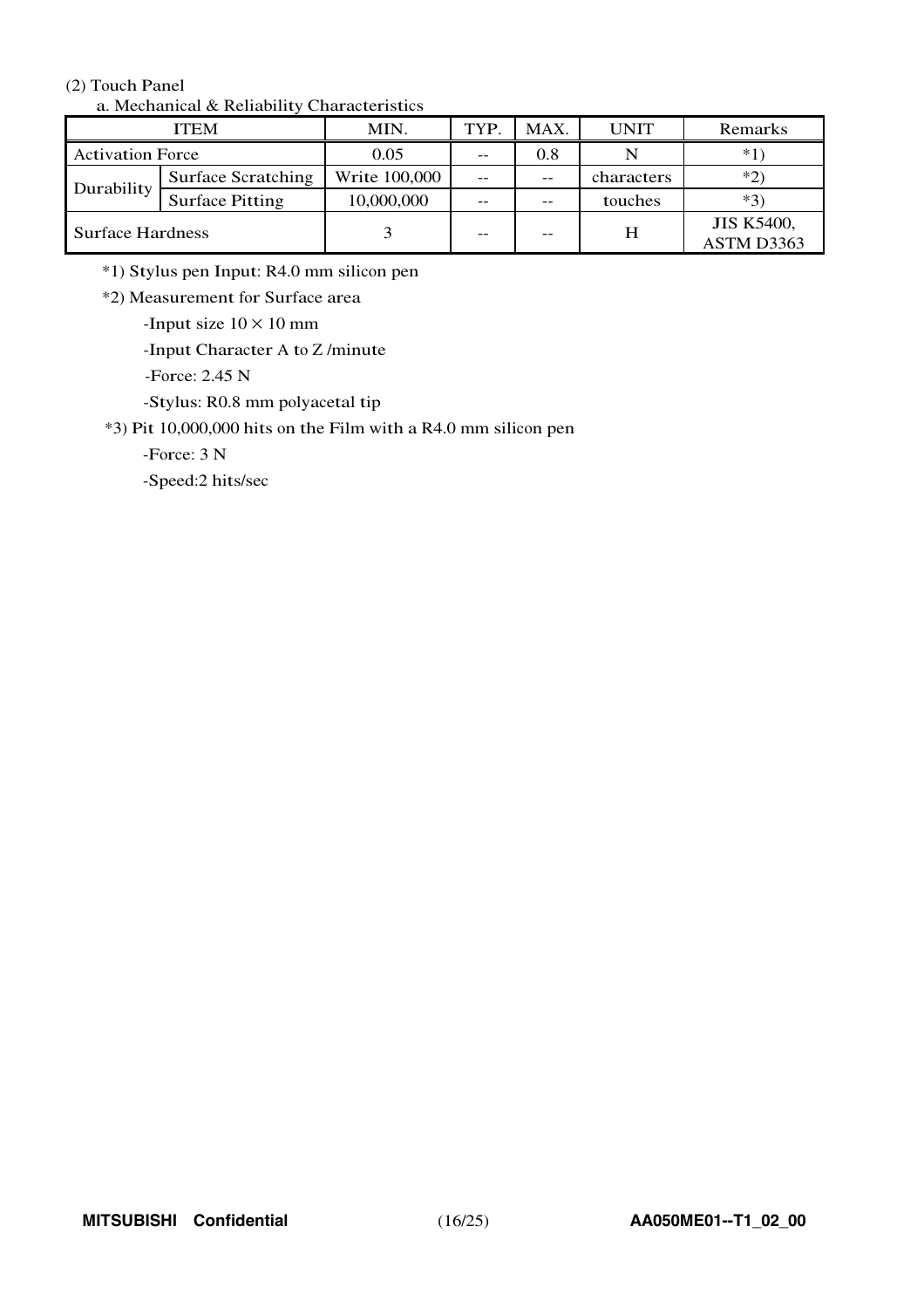(2) Touch Panel

a. Mechanical & Reliability Characteristics

| ITEM | | MIN. | TYP. | MAX. | UNIT | Remarks |
|---|---|---|---|---|---|---|
| Activation Force | | 0.05 | -- | 0.8 | N | *1) |
| Durability | Surface Scratching | Write 100,000 | -- | -- | characters | *2) |
| | Surface Pitting | 10,000,000 | -- | -- | touches | *3) |
| Surface Hardness | | 3 | -- | -- | H | JIS K5400, ASTM D3363 |

*1) Stylus pen Input: R4.0 mm silicon pen

*2) Measurement for Surface area

-Input size $10 \times 10$ mm

-Input Character A to Z /minute

-Force: 2.45 N

-Stylus: R0.8 mm polyacetal tip

*3) Pit 10,000,000 hits on the Film with a R4.0 mm silicon pen

-Force: 3 N

-Speed:2 hits/sec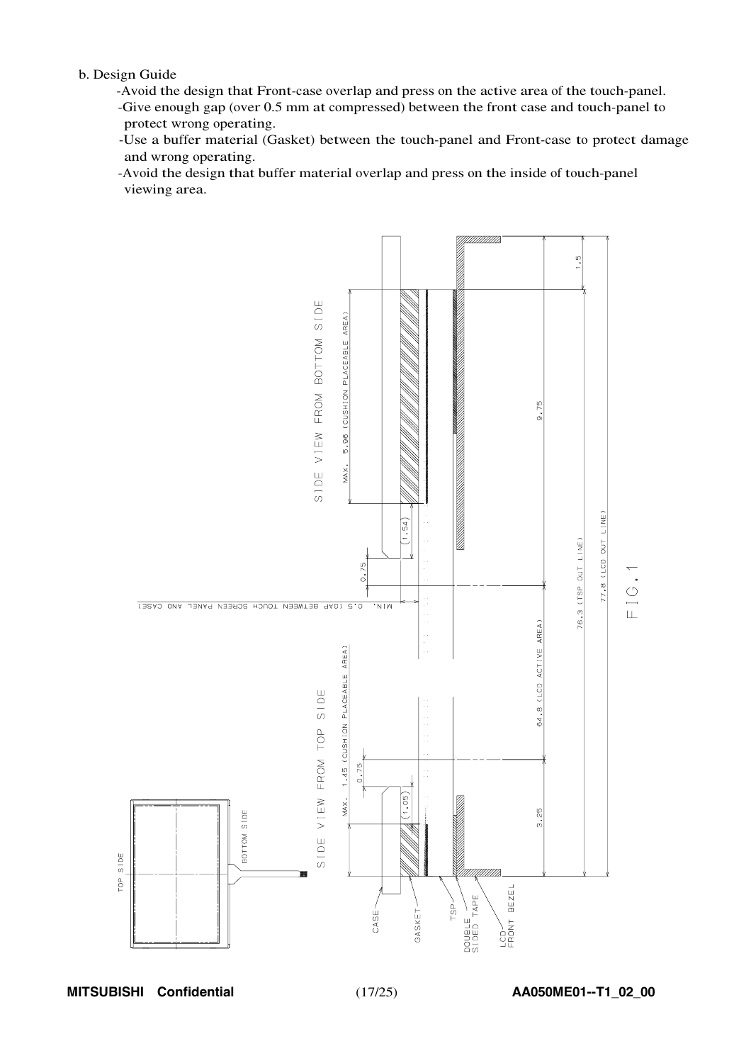b. Design Guide

- Avoid the design that Front-case overlap and press on the active area of the touch-panel.
- Give enough gap (over 0.5 mm at compressed) between the front case and touch-panel to protect wrong operating.
- Use a buffer material (Gasket) between the touch-panel and Front-case to protect damage and wrong operating.
- Avoid the design that buffer material overlap and press on the inside of touch-panel viewing area.

SIDE VIEW FROM BOTTOM SIDE

MAX. 5.98 (CUSHION PLACEABLE AREA)

SIDE VIEW FROM TOP SIDE

MAX. 1.45 (CUSHION PLACEABLE AREA)

MIN. 0.5 (GAP BETWEEN TOUCH SCREEN PANEL AND CASE)

(1.54) 0.75 (1.05) 0.75

1.5 9.75 64.8 (LCD ACTIVE AREA) 3.25

76.3 (TSP OUT LINE)

77.8 (LCD OUT LINE)

TOP SIDE BOTTOM SIDE

CASE GASKET TSP DOUBLE SIDED TAPE LCD FRONT BEZEL

FIG.1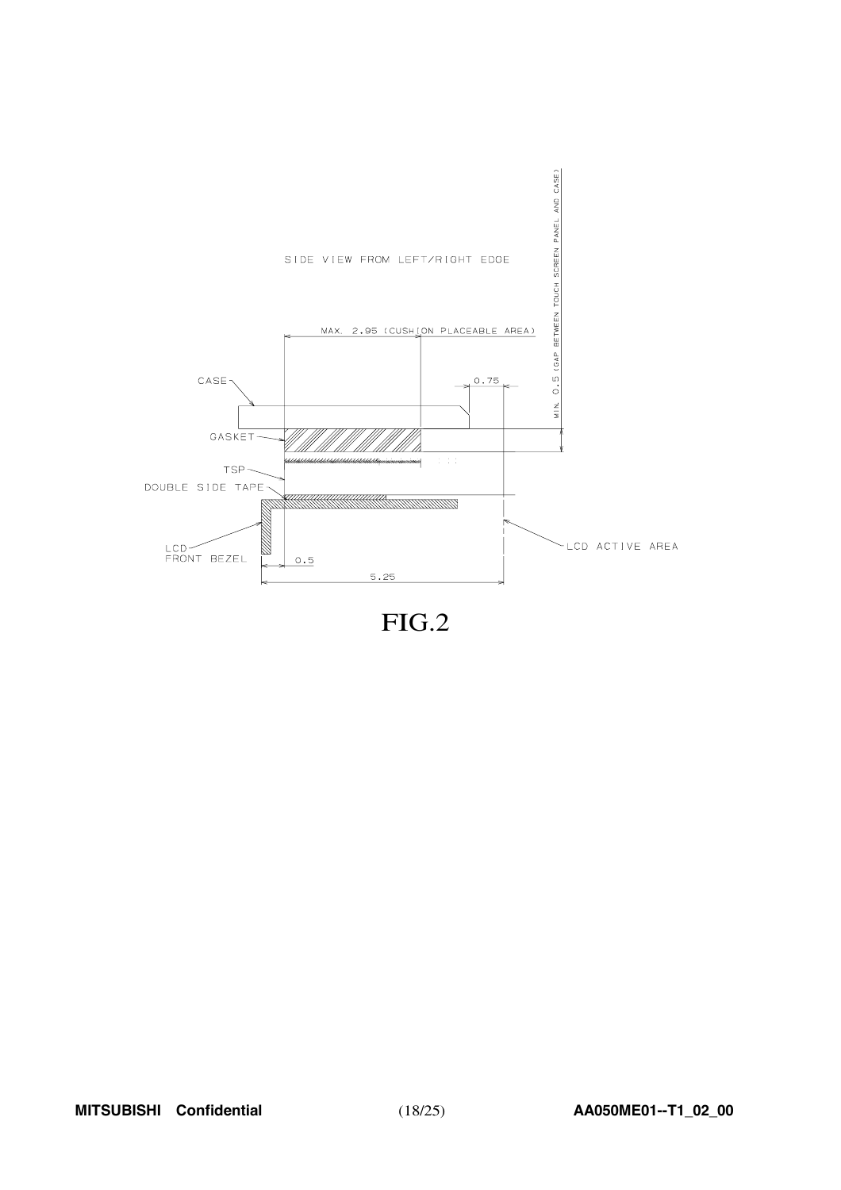SIDE VIEW FROM LEFT/RIGHT EDGE

MAX. 2.95 (CUSHION PLACEABLE AREA)

MIN. 0.5 (GAP BETWEEN TOUCH SCREEN PANEL AND CASE)

0.75

CASE

GASKET

TSP

DOUBLE SIDE TAPE

LCD FRONT BEZEL

0.5

5.25

LCD ACTIVE AREA

FIG.2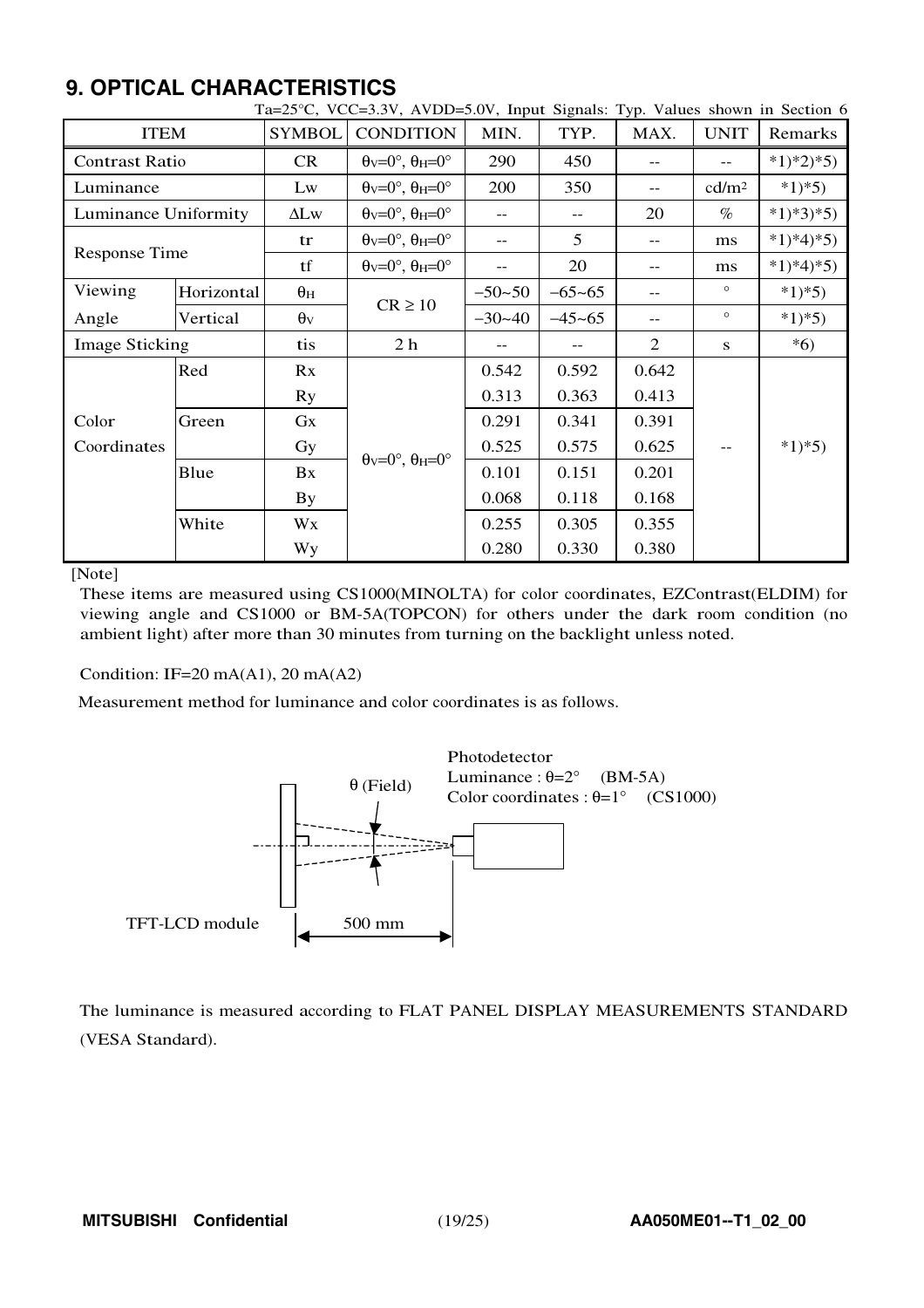## 9. OPTICAL CHARACTERISTICS

Ta=25°C, VCC=3.3V, AVDD=5.0V, Input Signals: Typ. Values shown in Section 6

| ITEM | | SYMBOL | CONDITION | MIN. | TYP. | MAX. | UNIT | Remarks |
|---|---|---|---|---|---|---|---|---|
| Contrast Ratio | | CR | $\theta_V$=0°, $\theta_H$=0° | 290 | 450 | -- | -- | *1)*2)*5) |
| Luminance | | Lw | $\theta_V$=0°, $\theta_H$=0° | 200 | 350 | -- | cd/m² | *1)*5) |
| Luminance Uniformity | | ΔLw | $\theta_V$=0°, $\theta_H$=0° | -- | -- | 20 | % | *1)*3)*5) |
| Response Time | | tr | $\theta_V$=0°, $\theta_H$=0° | -- | 5 | -- | ms | *1)*4)*5) |
| | | tf | $\theta_V$=0°, $\theta_H$=0° | -- | 20 | -- | ms | *1)*4)*5) |
| Viewing Angle | Horizontal | $\theta_H$ | CR ≥ 10 | −50~50 | −65~65 | -- | ° | *1)*5) |
| | Vertical | $\theta_V$ | | −30~40 | −45~65 | -- | ° | *1)*5) |
| Image Sticking | | tis | 2 h | -- | -- | 2 | s | *6) |
| Color Coordinates | Red | Rx | $\theta_V$=0°, $\theta_H$=0° | 0.542 | 0.592 | 0.642 | -- | *1)*5) |
| | | Ry | | 0.313 | 0.363 | 0.413 | | |
| | Green | Gx | | 0.291 | 0.341 | 0.391 | | |
| | | Gy | | 0.525 | 0.575 | 0.625 | | |
| | Blue | Bx | | 0.101 | 0.151 | 0.201 | | |
| | | By | | 0.068 | 0.118 | 0.168 | | |
| | White | Wx | | 0.255 | 0.305 | 0.355 | | |
| | | Wy | | 0.280 | 0.330 | 0.380 | | |

[Note]

These items are measured using CS1000(MINOLTA) for color coordinates, EZContrast(ELDIM) for viewing angle and CS1000 or BM-5A(TOPCON) for others under the dark room condition (no ambient light) after more than 30 minutes from turning on the backlight unless noted.

Condition: IF=20 mA(A1), 20 mA(A2)

Measurement method for luminance and color coordinates is as follows.

Photodetector
Luminance : θ=2° (BM-5A)
Color coordinates : θ=1° (CS1000)

θ (Field)

TFT-LCD module

500 mm

The luminance is measured according to FLAT PANEL DISPLAY MEASUREMENTS STANDARD (VESA Standard).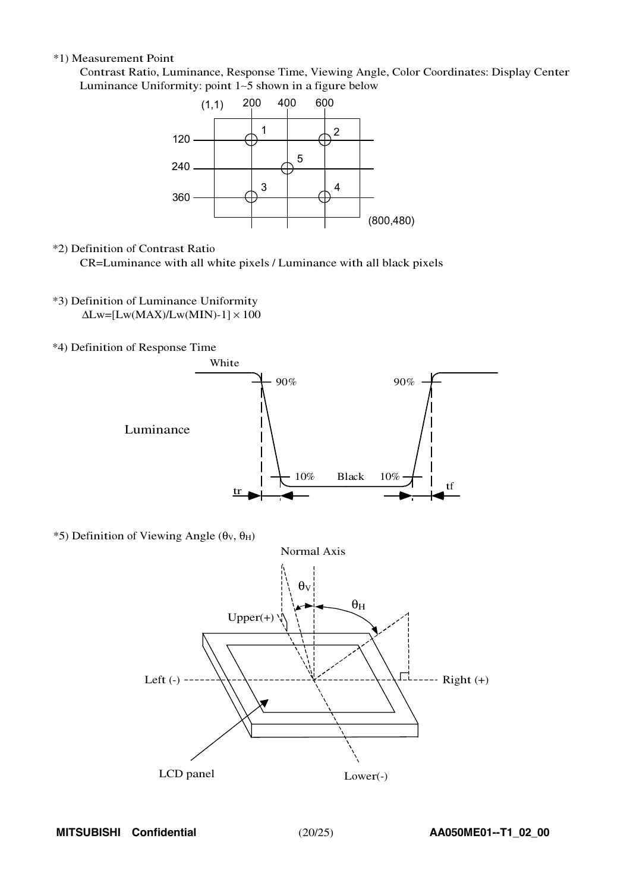*1) Measurement Point

Contrast Ratio, Luminance, Response Time, Viewing Angle, Color Coordinates: Display Center

Luminance Uniformity: point 1~5 shown in a figure below

*2) Definition of Contrast Ratio

CR=Luminance with all white pixels / Luminance with all black pixels

*3) Definition of Luminance Uniformity

$\Delta Lw=[Lw(MAX)/Lw(MIN)-1]\times 100$

*4) Definition of Response Time

*5) Definition of Viewing Angle ($\theta_V$, $\theta_H$)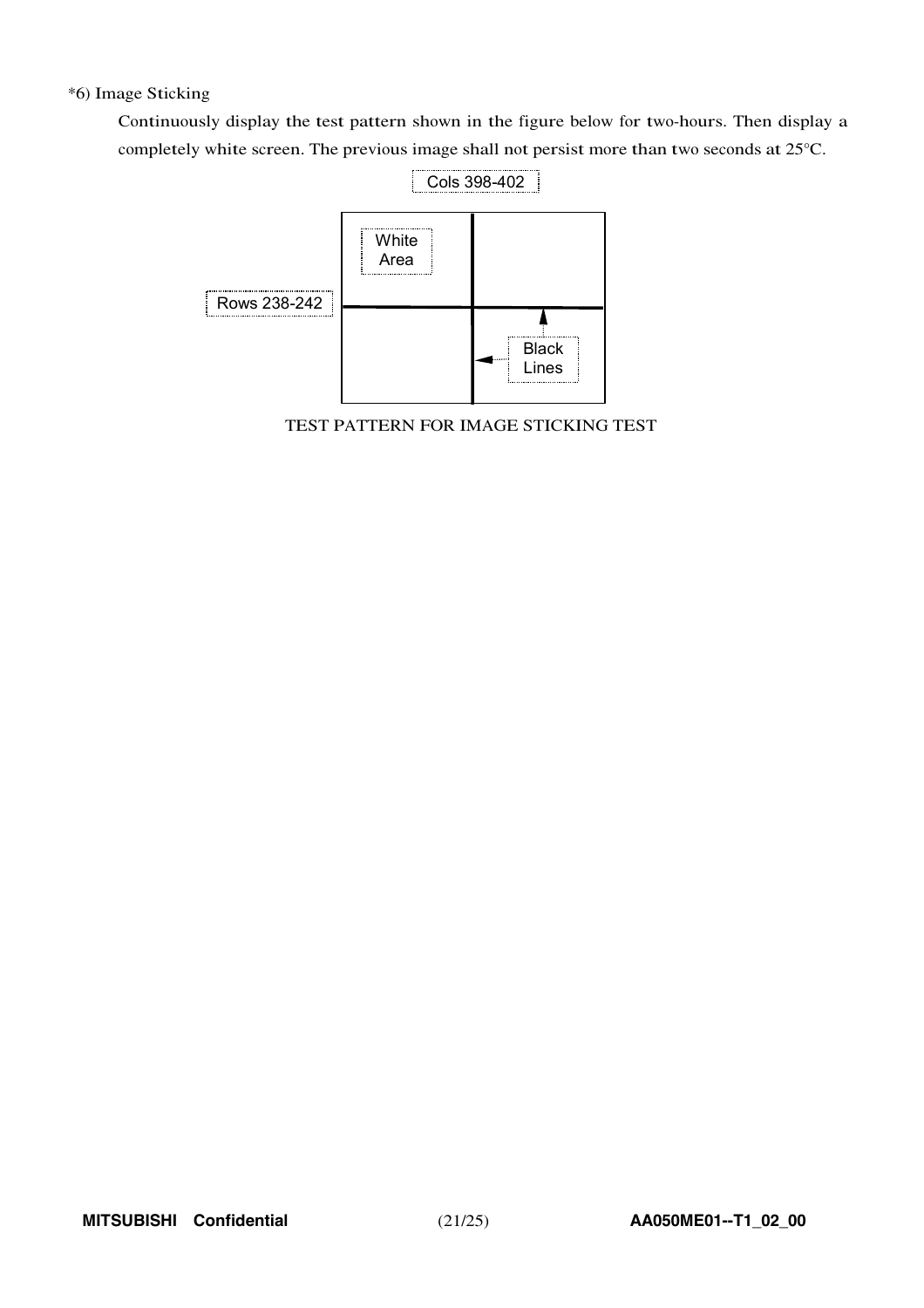*6) Image Sticking

Continuously display the test pattern shown in the figure below for two-hours. Then display a completely white screen. The previous image shall not persist more than two seconds at 25°C.

Cols 398-402

White Area

Rows 238-242

Black Lines

TEST PATTERN FOR IMAGE STICKING TEST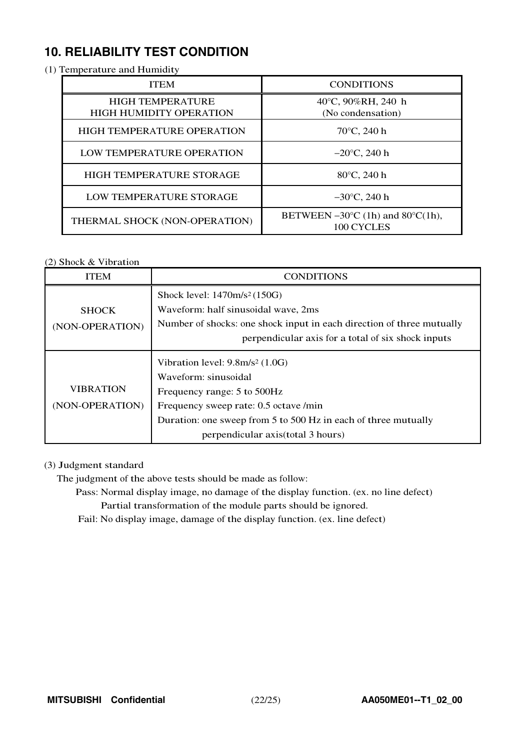## 10. RELIABILITY TEST CONDITION

(1) Temperature and Humidity

| ITEM | CONDITIONS |
|---|---|
| HIGH TEMPERATURE HIGH HUMIDITY OPERATION | 40°C, 90%RH, 240 h (No condensation) |
| HIGH TEMPERATURE OPERATION | 70°C, 240 h |
| LOW TEMPERATURE OPERATION | −20°C, 240 h |
| HIGH TEMPERATURE STORAGE | 80°C, 240 h |
| LOW TEMPERATURE STORAGE | −30°C, 240 h |
| THERMAL SHOCK (NON-OPERATION) | BETWEEN −30°C (1h) and 80°C(1h), 100 CYCLES |

(2) Shock & Vibration

| ITEM | CONDITIONS |
|---|---|
| SHOCK (NON-OPERATION) | Shock level: 1470m/s$^2$ (150G)<br>Waveform: half sinusoidal wave, 2ms<br>Number of shocks: one shock input in each direction of three mutually perpendicular axis for a total of six shock inputs |
| VIBRATION (NON-OPERATION) | Vibration level: 9.8m/s$^2$ (1.0G)<br>Waveform: sinusoidal<br>Frequency range: 5 to 500Hz<br>Frequency sweep rate: 0.5 octave /min<br>Duration: one sweep from 5 to 500 Hz in each of three mutually perpendicular axis(total 3 hours) |

(3) Judgment standard

The judgment of the above tests should be made as follow:

Pass: Normal display image, no damage of the display function. (ex. no line defect)
Partial transformation of the module parts should be ignored.

Fail: No display image, damage of the display function. (ex. line defect)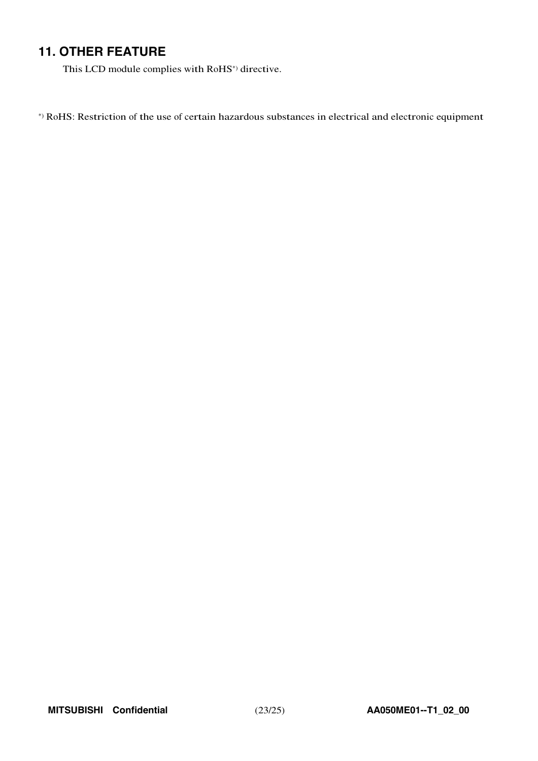## 11. OTHER FEATURE

This LCD module complies with RoHS*) directive.

*) RoHS: Restriction of the use of certain hazardous substances in electrical and electronic equipment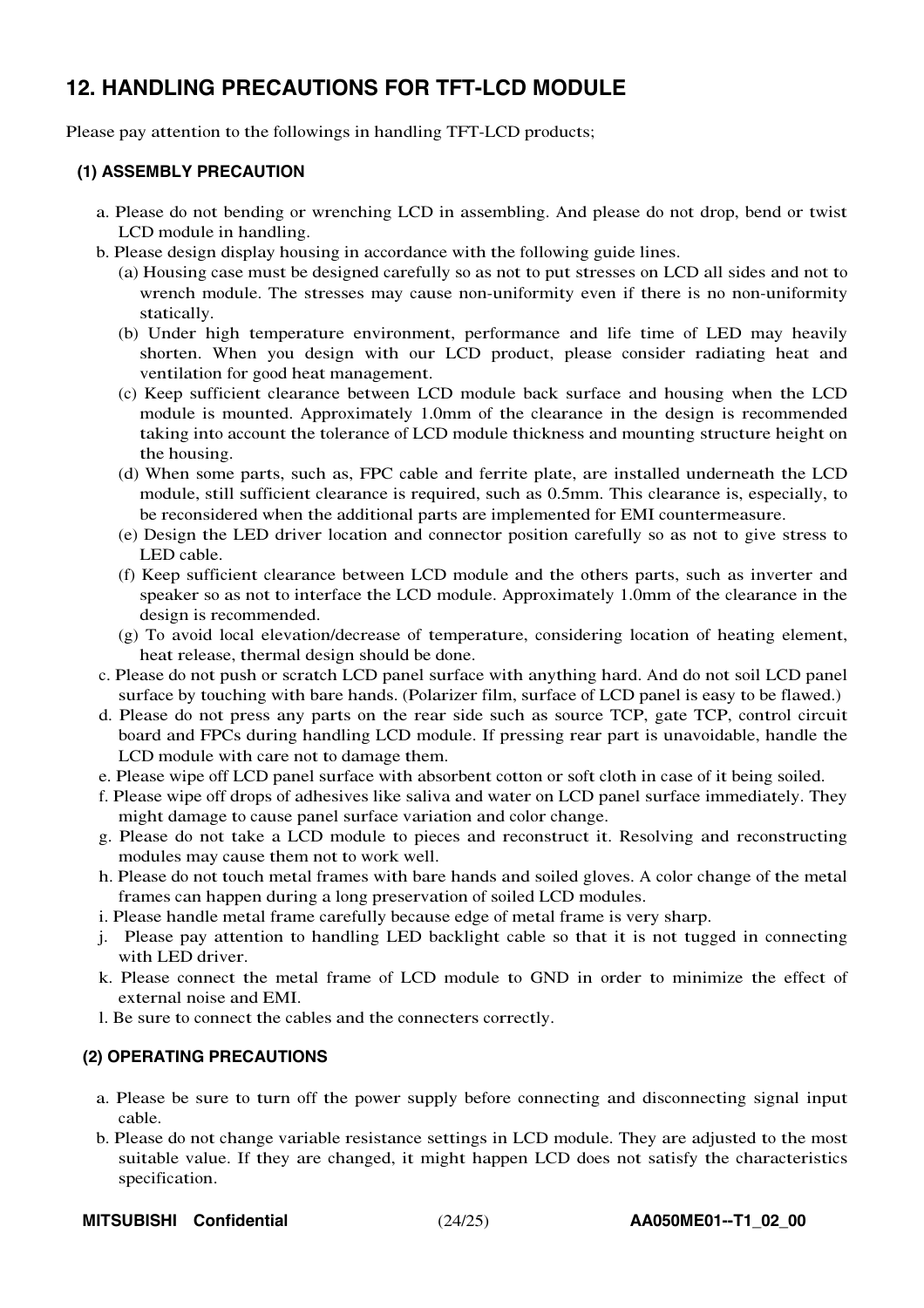## 12. HANDLING PRECAUTIONS FOR TFT-LCD MODULE

Please pay attention to the followings in handling TFT-LCD products;

### (1) ASSEMBLY PRECAUTION

a. Please do not bending or wrenching LCD in assembling. And please do not drop, bend or twist LCD module in handling.

b. Please design display housing in accordance with the following guide lines.

(a) Housing case must be designed carefully so as not to put stresses on LCD all sides and not to wrench module. The stresses may cause non-uniformity even if there is no non-uniformity statically.

(b) Under high temperature environment, performance and life time of LED may heavily shorten. When you design with our LCD product, please consider radiating heat and ventilation for good heat management.

(c) Keep sufficient clearance between LCD module back surface and housing when the LCD module is mounted. Approximately 1.0mm of the clearance in the design is recommended taking into account the tolerance of LCD module thickness and mounting structure height on the housing.

(d) When some parts, such as, FPC cable and ferrite plate, are installed underneath the LCD module, still sufficient clearance is required, such as 0.5mm. This clearance is, especially, to be reconsidered when the additional parts are implemented for EMI countermeasure.

(e) Design the LED driver location and connector position carefully so as not to give stress to LED cable.

(f) Keep sufficient clearance between LCD module and the others parts, such as inverter and speaker so as not to interface the LCD module. Approximately 1.0mm of the clearance in the design is recommended.

(g) To avoid local elevation/decrease of temperature, considering location of heating element, heat release, thermal design should be done.

c. Please do not push or scratch LCD panel surface with anything hard. And do not soil LCD panel surface by touching with bare hands. (Polarizer film, surface of LCD panel is easy to be flawed.)

d. Please do not press any parts on the rear side such as source TCP, gate TCP, control circuit board and FPCs during handling LCD module. If pressing rear part is unavoidable, handle the LCD module with care not to damage them.

e. Please wipe off LCD panel surface with absorbent cotton or soft cloth in case of it being soiled.

f. Please wipe off drops of adhesives like saliva and water on LCD panel surface immediately. They might damage to cause panel surface variation and color change.

g. Please do not take a LCD module to pieces and reconstruct it. Resolving and reconstructing modules may cause them not to work well.

h. Please do not touch metal frames with bare hands and soiled gloves. A color change of the metal frames can happen during a long preservation of soiled LCD modules.

i. Please handle metal frame carefully because edge of metal frame is very sharp.

j. Please pay attention to handling LED backlight cable so that it is not tugged in connecting with LED driver.

k. Please connect the metal frame of LCD module to GND in order to minimize the effect of external noise and EMI.

l. Be sure to connect the cables and the connecters correctly.

### (2) OPERATING PRECAUTIONS

a. Please be sure to turn off the power supply before connecting and disconnecting signal input cable.

b. Please do not change variable resistance settings in LCD module. They are adjusted to the most suitable value. If they are changed, it might happen LCD does not satisfy the characteristics specification.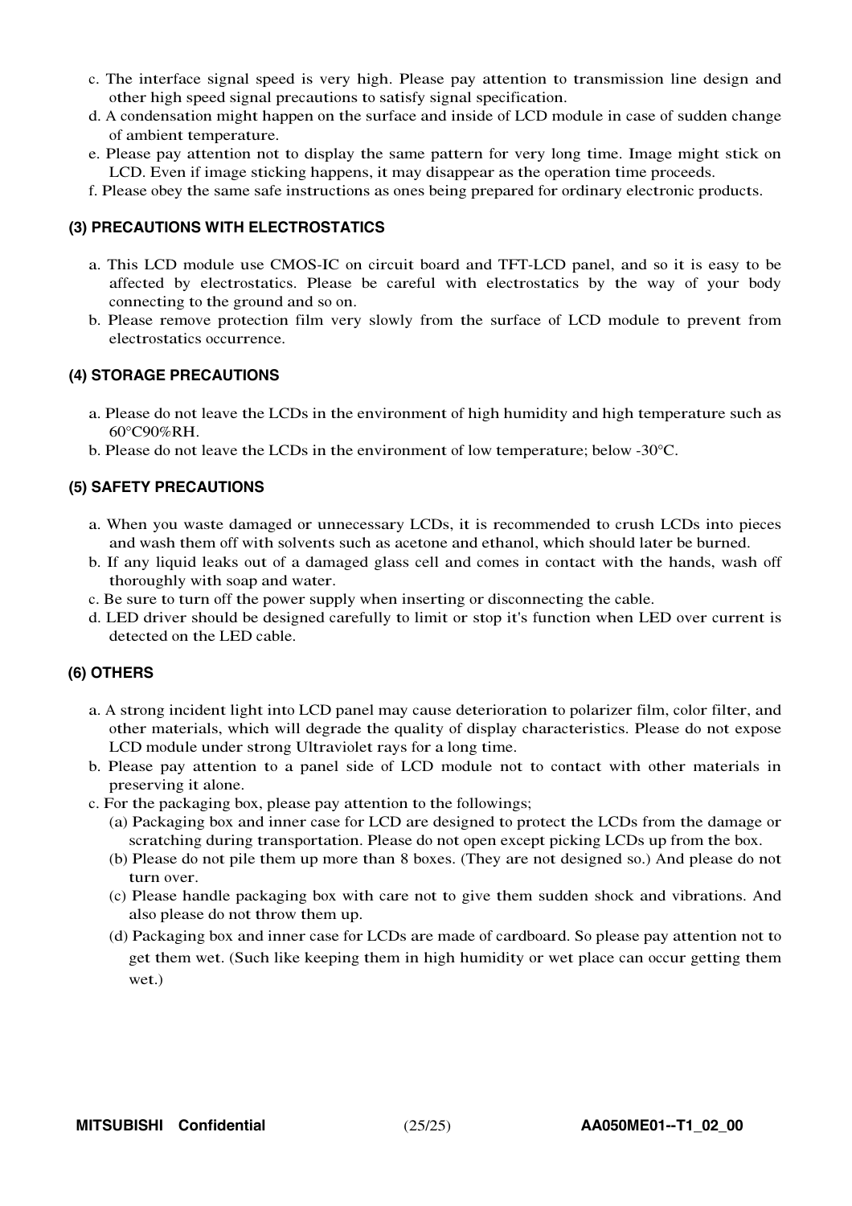c. The interface signal speed is very high. Please pay attention to transmission line design and other high speed signal precautions to satisfy signal specification.

d. A condensation might happen on the surface and inside of LCD module in case of sudden change of ambient temperature.

e. Please pay attention not to display the same pattern for very long time. Image might stick on LCD. Even if image sticking happens, it may disappear as the operation time proceeds.

f. Please obey the same safe instructions as ones being prepared for ordinary electronic products.

### (3) PRECAUTIONS WITH ELECTROSTATICS

a. This LCD module use CMOS-IC on circuit board and TFT-LCD panel, and so it is easy to be affected by electrostatics. Please be careful with electrostatics by the way of your body connecting to the ground and so on.

b. Please remove protection film very slowly from the surface of LCD module to prevent from electrostatics occurrence.

### (4) STORAGE PRECAUTIONS

a. Please do not leave the LCDs in the environment of high humidity and high temperature such as 60°C90%RH.

b. Please do not leave the LCDs in the environment of low temperature; below -30°C.

### (5) SAFETY PRECAUTIONS

a. When you waste damaged or unnecessary LCDs, it is recommended to crush LCDs into pieces and wash them off with solvents such as acetone and ethanol, which should later be burned.

b. If any liquid leaks out of a damaged glass cell and comes in contact with the hands, wash off thoroughly with soap and water.

c. Be sure to turn off the power supply when inserting or disconnecting the cable.

d. LED driver should be designed carefully to limit or stop it's function when LED over current is detected on the LED cable.

### (6) OTHERS

a. A strong incident light into LCD panel may cause deterioration to polarizer film, color filter, and other materials, which will degrade the quality of display characteristics. Please do not expose LCD module under strong Ultraviolet rays for a long time.

b. Please pay attention to a panel side of LCD module not to contact with other materials in preserving it alone.

c. For the packaging box, please pay attention to the followings;

(a) Packaging box and inner case for LCD are designed to protect the LCDs from the damage or scratching during transportation. Please do not open except picking LCDs up from the box.

(b) Please do not pile them up more than 8 boxes. (They are not designed so.) And please do not turn over.

(c) Please handle packaging box with care not to give them sudden shock and vibrations. And also please do not throw them up.

(d) Packaging box and inner case for LCDs are made of cardboard. So please pay attention not to get them wet. (Such like keeping them in high humidity or wet place can occur getting them wet.)